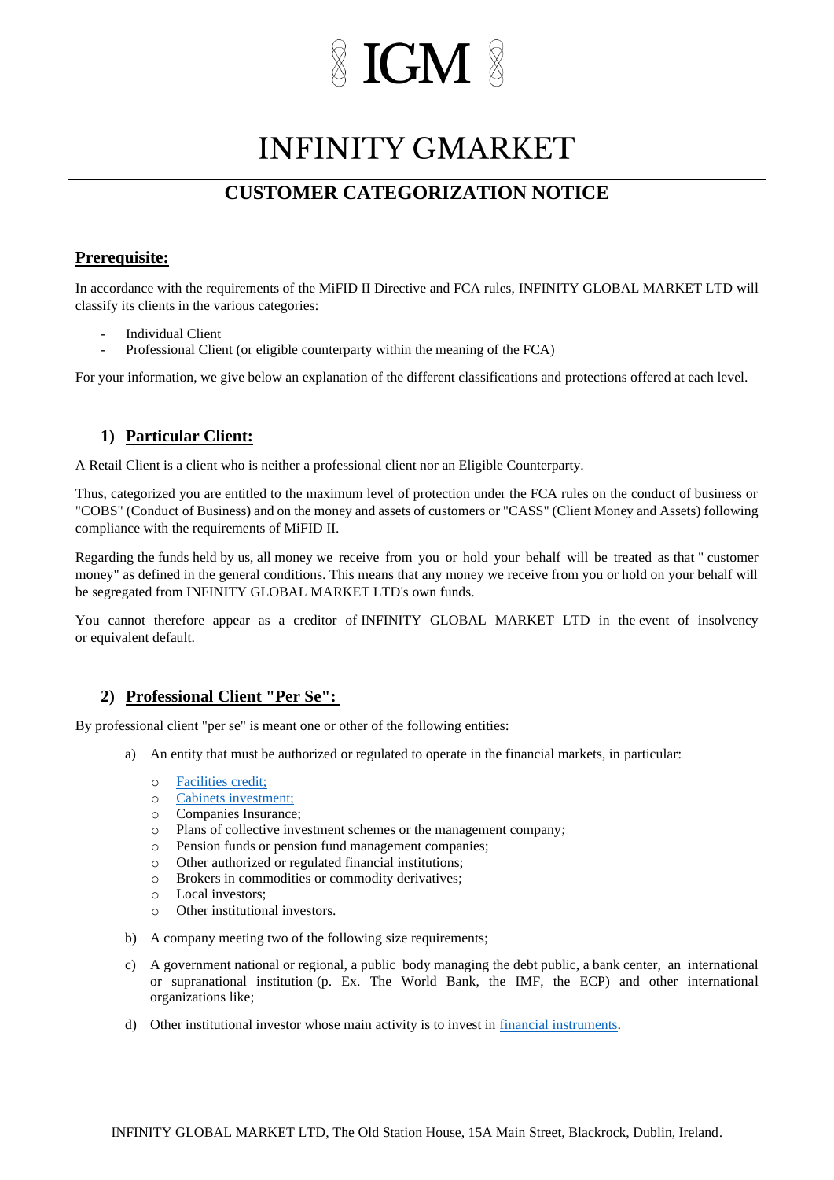# IGM

# INFINITY GMARKET

## CUSTOMER CATEGORIZATION NOTICE

### Prerequisite:

In accordance with the requirements of the MiFID II Directive and FCA rules, INFINITY GLOBAL MARKET LTD will classify its clients in the various categories:

- Individual Client
- Professional Client (or eligible counterparty within the meaning of the FCA)

For your information, we give below an explanation of the different classifications and protections offered at each level.

### 1) Particular Client:

A Retail Client is a client who is neither a professional client nor an Eligible Counterparty.

Thus, categorized you are entitled to the maximum level of protection under the FCA rules on the conduct of business or "COBS" (Conduct of Business) and on the money and assets of customers or "CASS" (Client Money and Assets) following compliance with the requirements of MiFID II.

Regarding the funds held by us, all money we receive from you or hold your behalf will be treated as that " customer money" as defined in the general conditions. This means that any money we receive from you or hold on your behalf will be segregated from INFINITY GLOBAL MARKET LTD's own funds.

You cannot therefore appear as a creditor of INFINITY GLOBAL MARKET LTD in the event of insolvency or equivalent default.

### 2) Professional Client "Per Se":

By professional client "per se" is meant one or other of the following entities:

a) An entity that must be authorized or regulated to operate in the financial markets, in particular:

   - Facilities credit;
   - Cabinets investment;
   - Companies Insurance;
   - Plans of collective investment schemes or the management company;
   - Pension funds or pension fund management companies;
   - Other authorized or regulated financial institutions;
   - Brokers in commodities or commodity derivatives;
   - Local investors;
   - Other institutional investors.

b) A company meeting two of the following size requirements;

c) A government national or regional, a public body managing the debt public, a bank center, an international or supranational institution (p. Ex. The World Bank, the IMF, the ECP) and other international organizations like;

d) Other institutional investor whose main activity is to invest in financial instruments.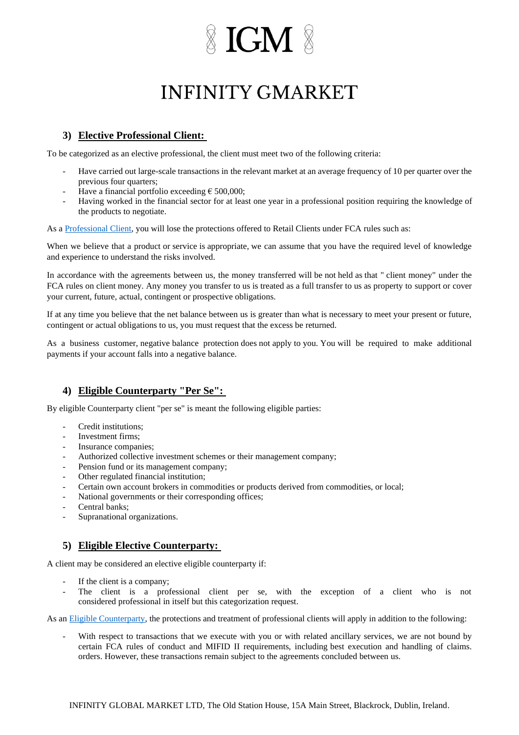# IGM

# INFINITY GMARKET

## 3) Elective Professional Client:

To be categorized as an elective professional, the client must meet two of the following criteria:

- Have carried out large-scale transactions in the relevant market at an average frequency of 10 per quarter over the previous four quarters;
- Have a financial portfolio exceeding € 500,000;
- Having worked in the financial sector for at least one year in a professional position requiring the knowledge of the products to negotiate.

As a Professional Client, you will lose the protections offered to Retail Clients under FCA rules such as:

When we believe that a product or service is appropriate, we can assume that you have the required level of knowledge and experience to understand the risks involved.

In accordance with the agreements between us, the money transferred will be not held as that " client money" under the FCA rules on client money. Any money you transfer to us is treated as a full transfer to us as property to support or cover your current, future, actual, contingent or prospective obligations.

If at any time you believe that the net balance between us is greater than what is necessary to meet your present or future, contingent or actual obligations to us, you must request that the excess be returned.

As a business customer, negative balance protection does not apply to you. You will be required to make additional payments if your account falls into a negative balance.

## 4) Eligible Counterparty "Per Se":

By eligible Counterparty client "per se" is meant the following eligible parties:

- Credit institutions;
- Investment firms;
- Insurance companies;
- Authorized collective investment schemes or their management company;
- Pension fund or its management company;
- Other regulated financial institution;
- Certain own account brokers in commodities or products derived from commodities, or local;
- National governments or their corresponding offices;
- Central banks;
- Supranational organizations.

## 5) Eligible Elective Counterparty:

A client may be considered an elective eligible counterparty if:

- If the client is a company;
- The client is a professional client per se, with the exception of a client who is not considered professional in itself but this categorization request.

As an Eligible Counterparty, the protections and treatment of professional clients will apply in addition to the following:

- With respect to transactions that we execute with you or with related ancillary services, we are not bound by certain FCA rules of conduct and MIFID II requirements, including best execution and handling of claims. orders. However, these transactions remain subject to the agreements concluded between us.

INFINITY GLOBAL MARKET LTD, The Old Station House, 15A Main Street, Blackrock, Dublin, Ireland.